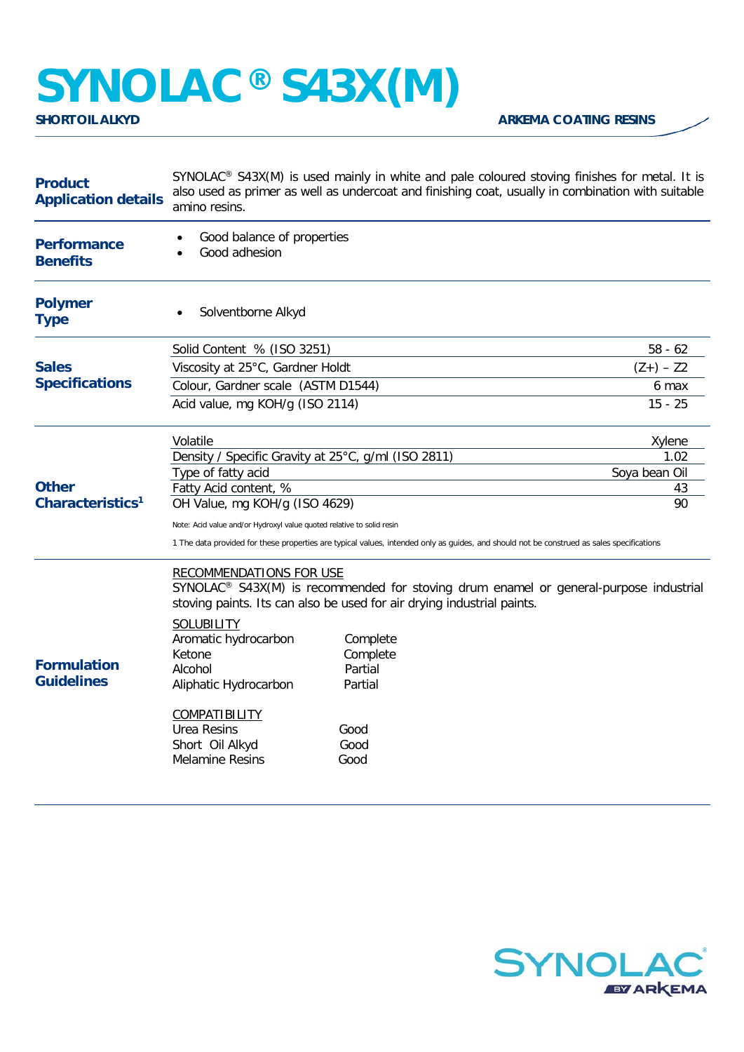# SYNOLAC® S43X(M)

**SHORT OIL ALKYD** — **ARKEMA COATING RESINS**

## Product Application details

SYNOLAC® S43X(M) is used mainly in white and pale coloured stoving finishes for metal. It is also used as primer as well as undercoat and finishing coat, usually in combination with suitable amino resins.

## Performance Benefits

- Good balance of properties
- Good adhesion

## Polymer Type

- Solventborne Alkyd

## Sales Specifications

| Property | Value |
| --- | --- |
| Solid Content % (ISO 3251) | 58 - 62 |
| Viscosity at 25°C, Gardner Holdt | (Z+) – Z2 |
| Colour, Gardner scale (ASTM D1544) | 6 max |
| Acid value, mg KOH/g (ISO 2114) | 15 - 25 |

## Other Characteristics[1]

| Property | Value |
| --- | --- |
| Volatile | Xylene |
| Density / Specific Gravity at 25°C, g/ml (ISO 2811) | 1.02 |
| Type of fatty acid | Soya bean Oil |
| Fatty Acid content, % | 43 |
| OH Value, mg KOH/g (ISO 4629) | 90 |

Note: Acid value and/or Hydroxyl value quoted relative to solid resin

1 The data provided for these properties are typical values, intended only as guides, and should not be construed as sales specifications

## Formulation Guidelines

RECOMMENDATIONS FOR USE

SYNOLAC® S43X(M) is recommended for stoving drum enamel or general-purpose industrial stoving paints. Its can also be used for air drying industrial paints.

SOLUBILITY

| Solvent | Solubility |
| --- | --- |
| Aromatic hydrocarbon | Complete |
| Ketone | Complete |
| Alcohol | Partial |
| Aliphatic Hydrocarbon | Partial |

COMPATIBILITY

| Resin | Compatibility |
| --- | --- |
| Urea Resins | Good |
| Short Oil Alkyd | Good |
| Melamine Resins | Good |

SYNOLAC® BY ARKEMA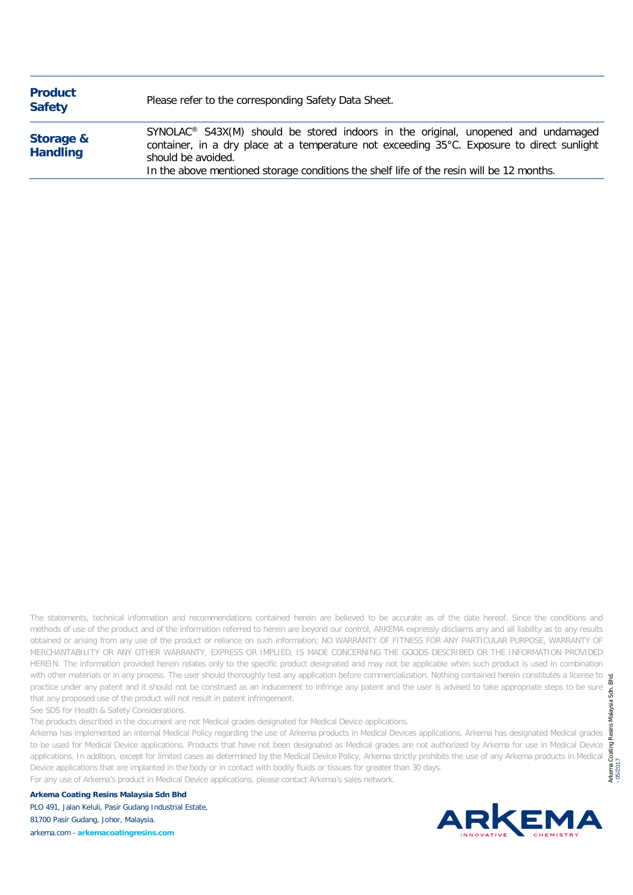| | |
|---|---|
| **Product Safety** | Please refer to the corresponding Safety Data Sheet. |
| **Storage & Handling** | SYNOLAC® S43X(M) should be stored indoors in the original, unopened and undamaged container, in a dry place at a temperature not exceeding 35°C. Exposure to direct sunlight should be avoided.<br>In the above mentioned storage conditions the shelf life of the resin will be 12 months. |

The statements, technical information and recommendations contained herein are believed to be accurate as of the date hereof. Since the conditions and methods of use of the product and of the information referred to herein are beyond our control, ARKEMA expressly disclaims any and all liability as to any results obtained or arising from any use of the product or reliance on such information; NO WARRANTY OF FITNESS FOR ANY PARTICULAR PURPOSE, WARRANTY OF MERCHANTABILITY OR ANY OTHER WARRANTY, EXPRESS OR IMPLIED, IS MADE CONCERNING THE GOODS DESCRIBED OR THE INFORMATION PROVIDED HEREIN. The information provided herein relates only to the specific product designated and may not be applicable when such product is used in combination with other materials or in any process. The user should thoroughly test any application before commercialization. Nothing contained herein constitutes a license to practice under any patent and it should not be construed as an inducement to infringe any patent and the user is advised to take appropriate steps to be sure that any proposed use of the product will not result in patent infringement.
See SDS for Health & Safety Considerations.

The products described in the document are not Medical grades designated for Medical Device applications.

Arkema has implemented an internal Medical Policy regarding the use of Arkema products in Medical Devices applications. Arkema has designated Medical grades to be used for Medical Device applications. Products that have not been designated as Medical grades are not authorized by Arkema for use in Medical Device applications. In addition, except for limited cases as determined by the Medical Device Policy, Arkema strictly prohibits the use of any Arkema products in Medical Device applications that are implanted in the body or in contact with bodily fluids or tissues for greater than 30 days.
For any use of Arkema's product in Medical Device applications, please contact Arkema's sales network.

**Arkema Coating Resins Malaysia Sdn Bhd**
PLO 491, Jalan Keluli, Pasir Gudang Industrial Estate,
81700 Pasir Gudang, Johor, Malaysia.
arkema.com - **arkemacoatingresins.com**

ARKEMA INNOVATIVE CHEMISTRY

Arkema Coating Resins Malaysia Sdn. Bhd. - 05/2017